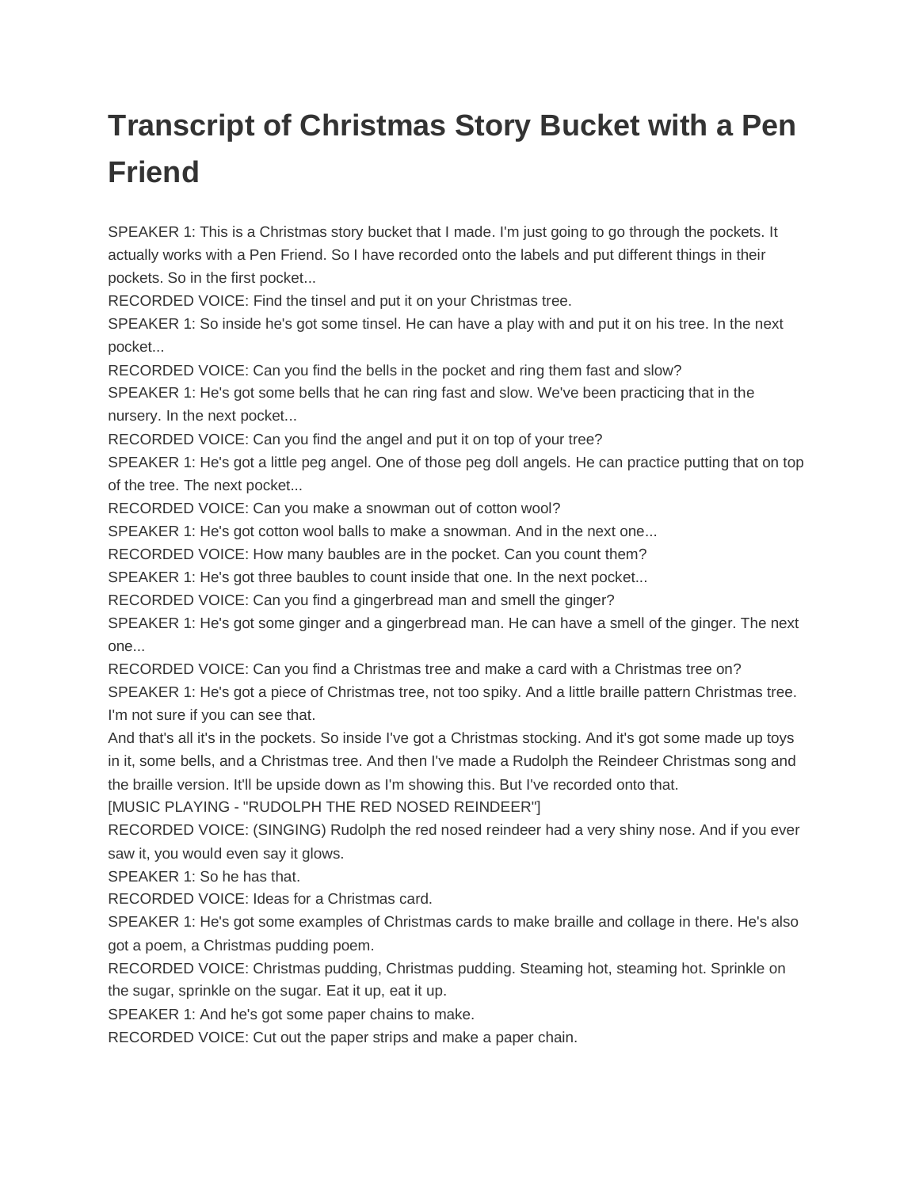# Transcript of Christmas Story Bucket with a Pen Friend

SPEAKER 1: This is a Christmas story bucket that I made. I'm just going to go through the pockets. It actually works with a Pen Friend. So I have recorded onto the labels and put different things in their pockets. So in the first pocket...

RECORDED VOICE: Find the tinsel and put it on your Christmas tree.

SPEAKER 1: So inside he's got some tinsel. He can have a play with and put it on his tree. In the next pocket...

RECORDED VOICE: Can you find the bells in the pocket and ring them fast and slow?

SPEAKER 1: He's got some bells that he can ring fast and slow. We've been practicing that in the nursery. In the next pocket...

RECORDED VOICE: Can you find the angel and put it on top of your tree?

SPEAKER 1: He's got a little peg angel. One of those peg doll angels. He can practice putting that on top of the tree. The next pocket...

RECORDED VOICE: Can you make a snowman out of cotton wool?

SPEAKER 1: He's got cotton wool balls to make a snowman. And in the next one...

RECORDED VOICE: How many baubles are in the pocket. Can you count them?

SPEAKER 1: He's got three baubles to count inside that one. In the next pocket...

RECORDED VOICE: Can you find a gingerbread man and smell the ginger?

SPEAKER 1: He's got some ginger and a gingerbread man. He can have a smell of the ginger. The next one...

RECORDED VOICE: Can you find a Christmas tree and make a card with a Christmas tree on?

SPEAKER 1: He's got a piece of Christmas tree, not too spiky. And a little braille pattern Christmas tree. I'm not sure if you can see that.

And that's all it's in the pockets. So inside I've got a Christmas stocking. And it's got some made up toys in it, some bells, and a Christmas tree. And then I've made a Rudolph the Reindeer Christmas song and the braille version. It'll be upside down as I'm showing this. But I've recorded onto that.

[MUSIC PLAYING - "RUDOLPH THE RED NOSED REINDEER"]

RECORDED VOICE: (SINGING) Rudolph the red nosed reindeer had a very shiny nose. And if you ever saw it, you would even say it glows.

SPEAKER 1: So he has that.

RECORDED VOICE: Ideas for a Christmas card.

SPEAKER 1: He's got some examples of Christmas cards to make braille and collage in there. He's also got a poem, a Christmas pudding poem.

RECORDED VOICE: Christmas pudding, Christmas pudding. Steaming hot, steaming hot. Sprinkle on the sugar, sprinkle on the sugar. Eat it up, eat it up.

SPEAKER 1: And he's got some paper chains to make.

RECORDED VOICE: Cut out the paper strips and make a paper chain.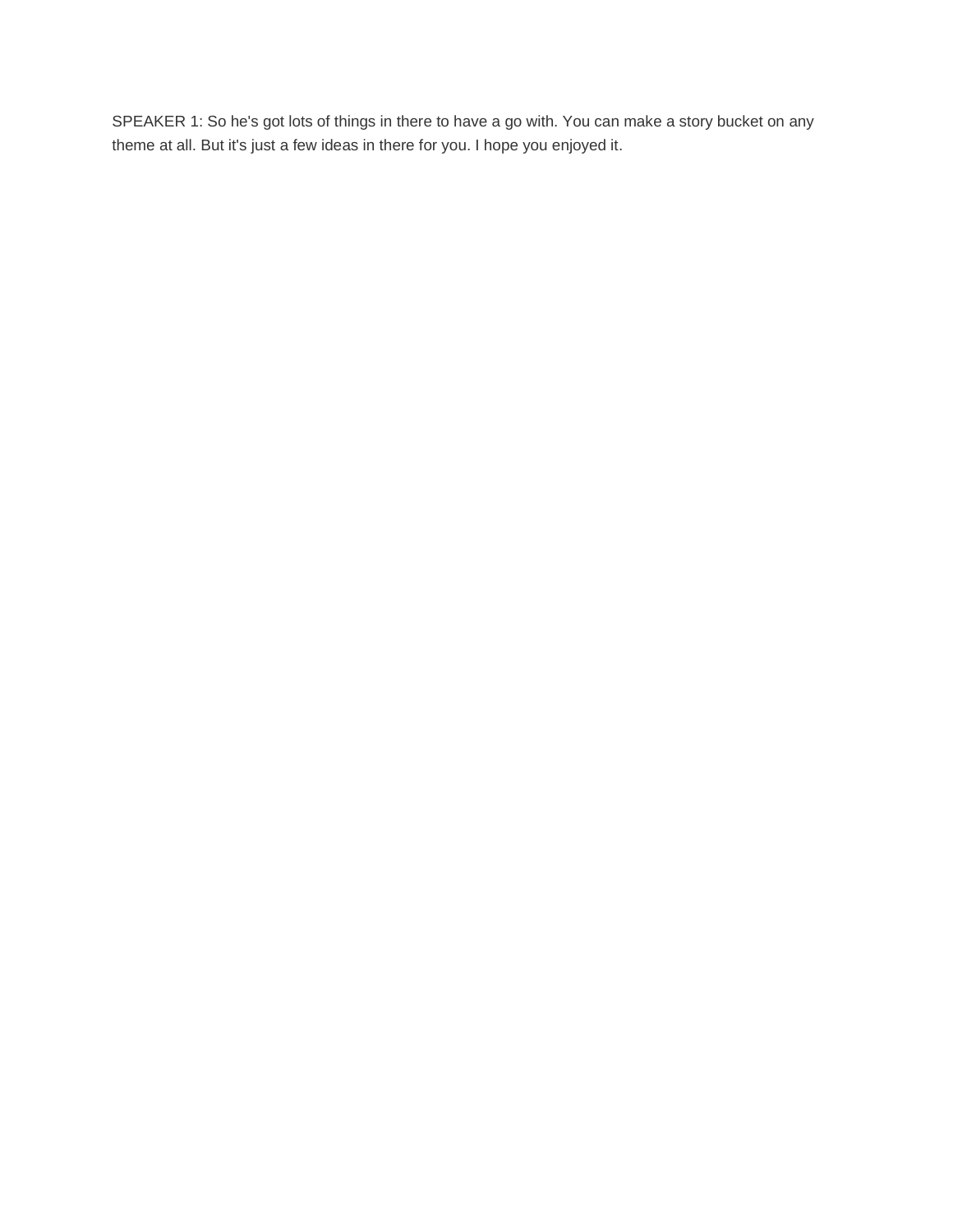SPEAKER 1: So he's got lots of things in there to have a go with. You can make a story bucket on any theme at all. But it's just a few ideas in there for you. I hope you enjoyed it.